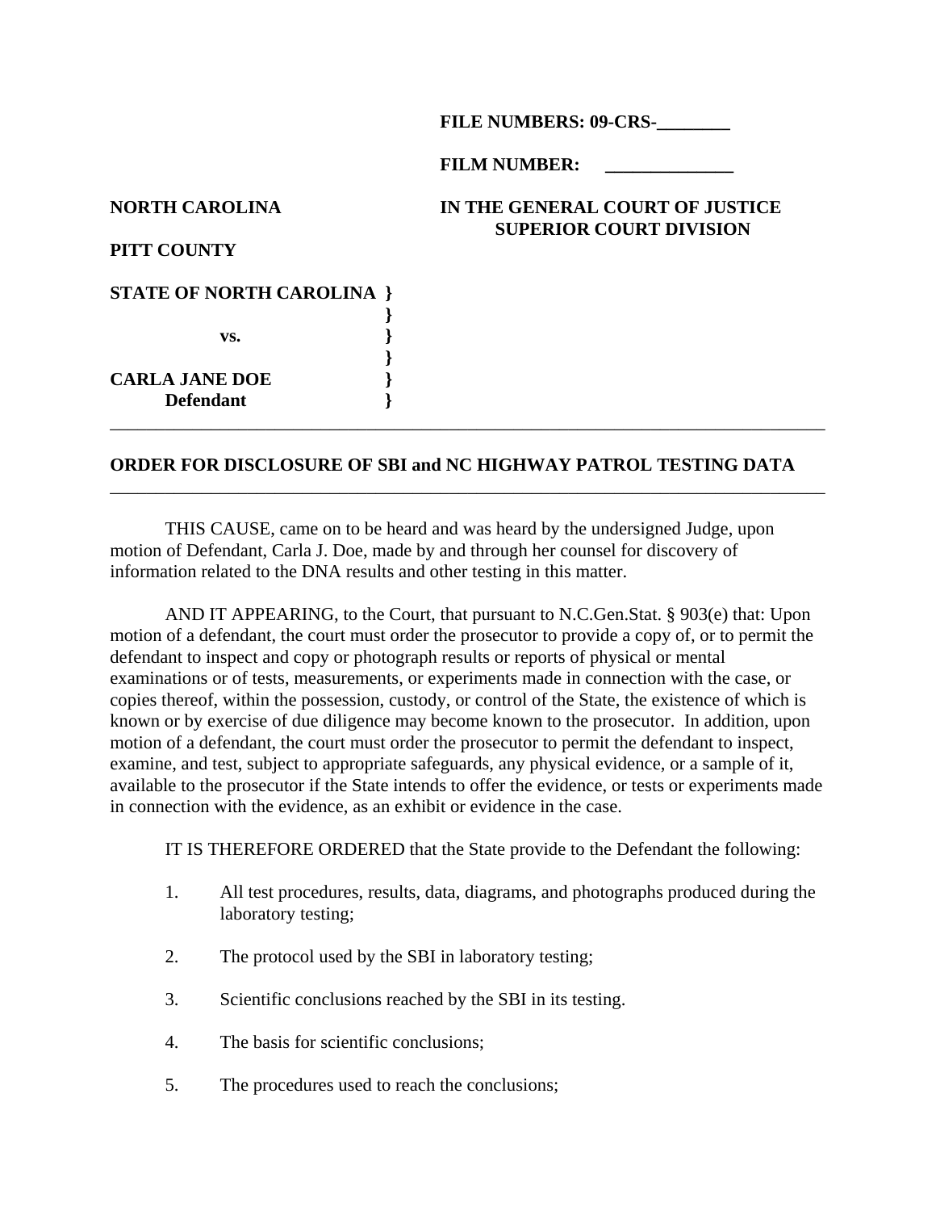**FILE NUMBERS: 09-CRS-________**

**FILM NUMBER: ______________**

**NORTH CAROLINA** — **IN THE GENERAL COURT OF JUSTICE SUPERIOR COURT DIVISION**

**PITT COUNTY**

**STATE OF NORTH CAROLINA }**
**}**
**vs. }**
**}**
**CARLA JANE DOE }**
**Defendant }**

---

**ORDER FOR DISCLOSURE OF SBI and NC HIGHWAY PATROL TESTING DATA**

---

THIS CAUSE, came on to be heard and was heard by the undersigned Judge, upon motion of Defendant, Carla J. Doe, made by and through her counsel for discovery of information related to the DNA results and other testing in this matter.

AND IT APPEARING, to the Court, that pursuant to N.C.Gen.Stat. § 903(e) that: Upon motion of a defendant, the court must order the prosecutor to provide a copy of, or to permit the defendant to inspect and copy or photograph results or reports of physical or mental examinations or of tests, measurements, or experiments made in connection with the case, or copies thereof, within the possession, custody, or control of the State, the existence of which is known or by exercise of due diligence may become known to the prosecutor. In addition, upon motion of a defendant, the court must order the prosecutor to permit the defendant to inspect, examine, and test, subject to appropriate safeguards, any physical evidence, or a sample of it, available to the prosecutor if the State intends to offer the evidence, or tests or experiments made in connection with the evidence, as an exhibit or evidence in the case.

IT IS THEREFORE ORDERED that the State provide to the Defendant the following:

1. All test procedures, results, data, diagrams, and photographs produced during the laboratory testing;
2. The protocol used by the SBI in laboratory testing;
3. Scientific conclusions reached by the SBI in its testing.
4. The basis for scientific conclusions;
5. The procedures used to reach the conclusions;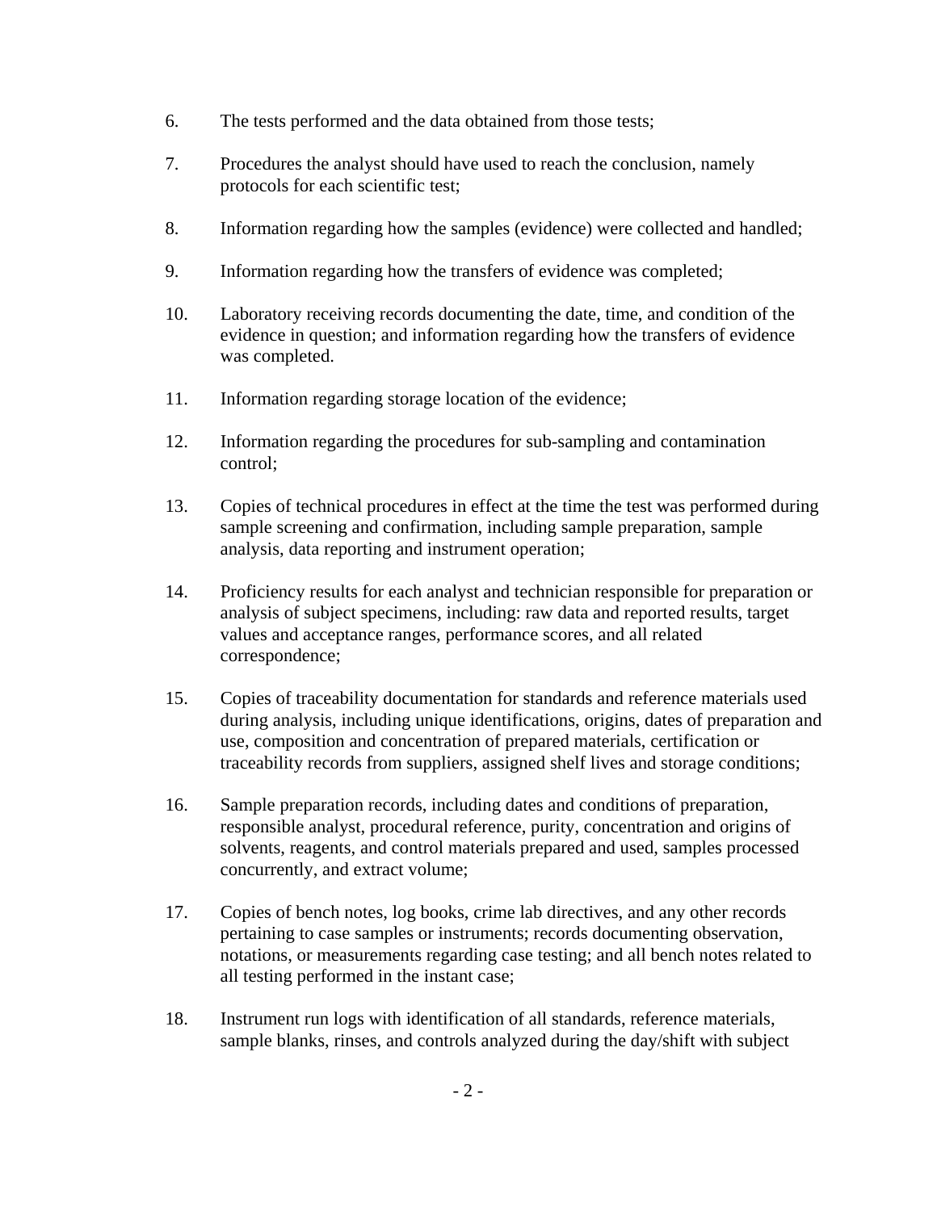6. The tests performed and the data obtained from those tests;

7. Procedures the analyst should have used to reach the conclusion, namely protocols for each scientific test;

8. Information regarding how the samples (evidence) were collected and handled;

9. Information regarding how the transfers of evidence was completed;

10. Laboratory receiving records documenting the date, time, and condition of the evidence in question; and information regarding how the transfers of evidence was completed.

11. Information regarding storage location of the evidence;

12. Information regarding the procedures for sub-sampling and contamination control;

13. Copies of technical procedures in effect at the time the test was performed during sample screening and confirmation, including sample preparation, sample analysis, data reporting and instrument operation;

14. Proficiency results for each analyst and technician responsible for preparation or analysis of subject specimens, including: raw data and reported results, target values and acceptance ranges, performance scores, and all related correspondence;

15. Copies of traceability documentation for standards and reference materials used during analysis, including unique identifications, origins, dates of preparation and use, composition and concentration of prepared materials, certification or traceability records from suppliers, assigned shelf lives and storage conditions;

16. Sample preparation records, including dates and conditions of preparation, responsible analyst, procedural reference, purity, concentration and origins of solvents, reagents, and control materials prepared and used, samples processed concurrently, and extract volume;

17. Copies of bench notes, log books, crime lab directives, and any other records pertaining to case samples or instruments; records documenting observation, notations, or measurements regarding case testing; and all bench notes related to all testing performed in the instant case;

18. Instrument run logs with identification of all standards, reference materials, sample blanks, rinses, and controls analyzed during the day/shift with subject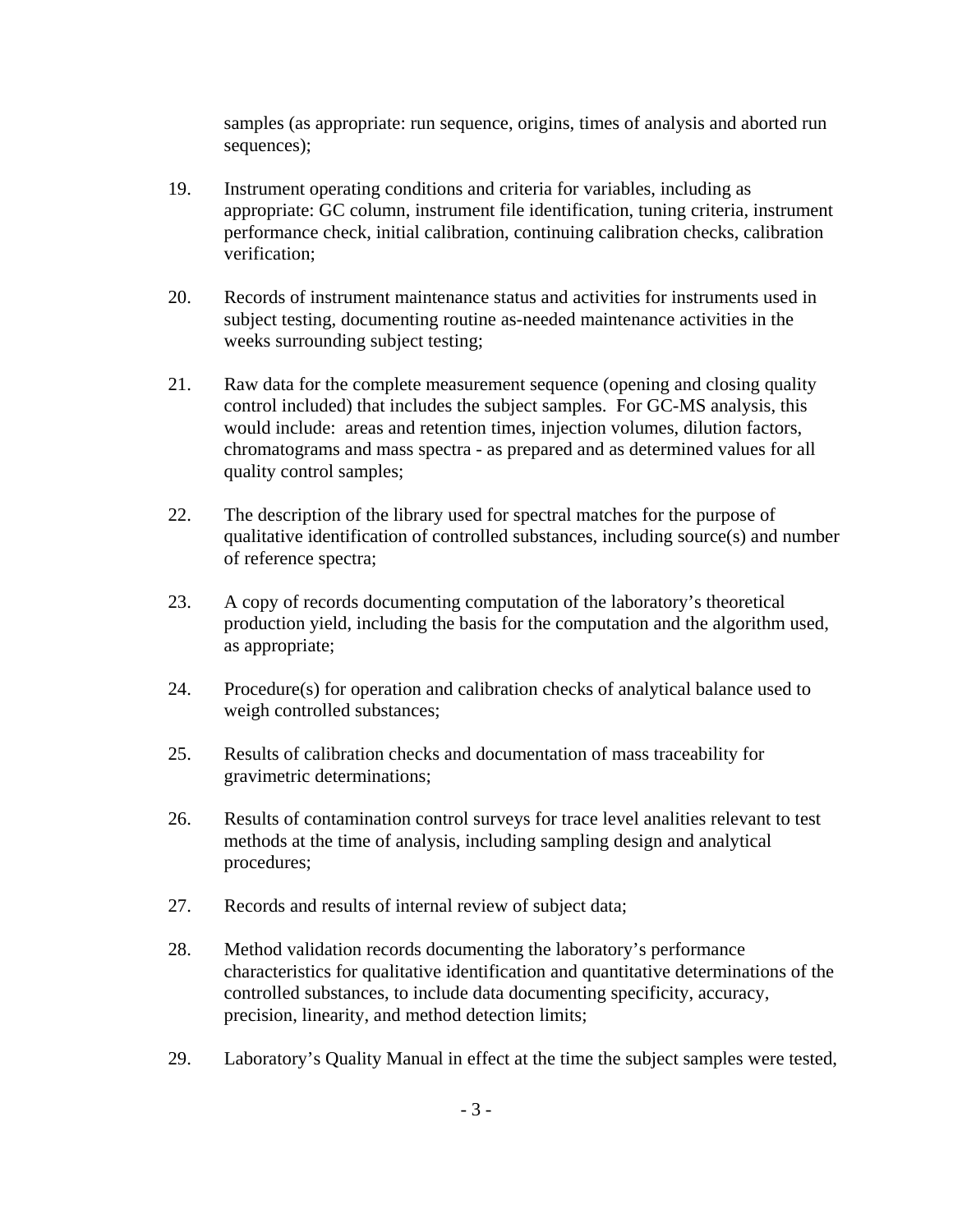samples (as appropriate: run sequence, origins, times of analysis and aborted run sequences);

19. Instrument operating conditions and criteria for variables, including as appropriate: GC column, instrument file identification, tuning criteria, instrument performance check, initial calibration, continuing calibration checks, calibration verification;

20. Records of instrument maintenance status and activities for instruments used in subject testing, documenting routine as-needed maintenance activities in the weeks surrounding subject testing;

21. Raw data for the complete measurement sequence (opening and closing quality control included) that includes the subject samples. For GC-MS analysis, this would include: areas and retention times, injection volumes, dilution factors, chromatograms and mass spectra - as prepared and as determined values for all quality control samples;

22. The description of the library used for spectral matches for the purpose of qualitative identification of controlled substances, including source(s) and number of reference spectra;

23. A copy of records documenting computation of the laboratory's theoretical production yield, including the basis for the computation and the algorithm used, as appropriate;

24. Procedure(s) for operation and calibration checks of analytical balance used to weigh controlled substances;

25. Results of calibration checks and documentation of mass traceability for gravimetric determinations;

26. Results of contamination control surveys for trace level analities relevant to test methods at the time of analysis, including sampling design and analytical procedures;

27. Records and results of internal review of subject data;

28. Method validation records documenting the laboratory's performance characteristics for qualitative identification and quantitative determinations of the controlled substances, to include data documenting specificity, accuracy, precision, linearity, and method detection limits;

29. Laboratory's Quality Manual in effect at the time the subject samples were tested,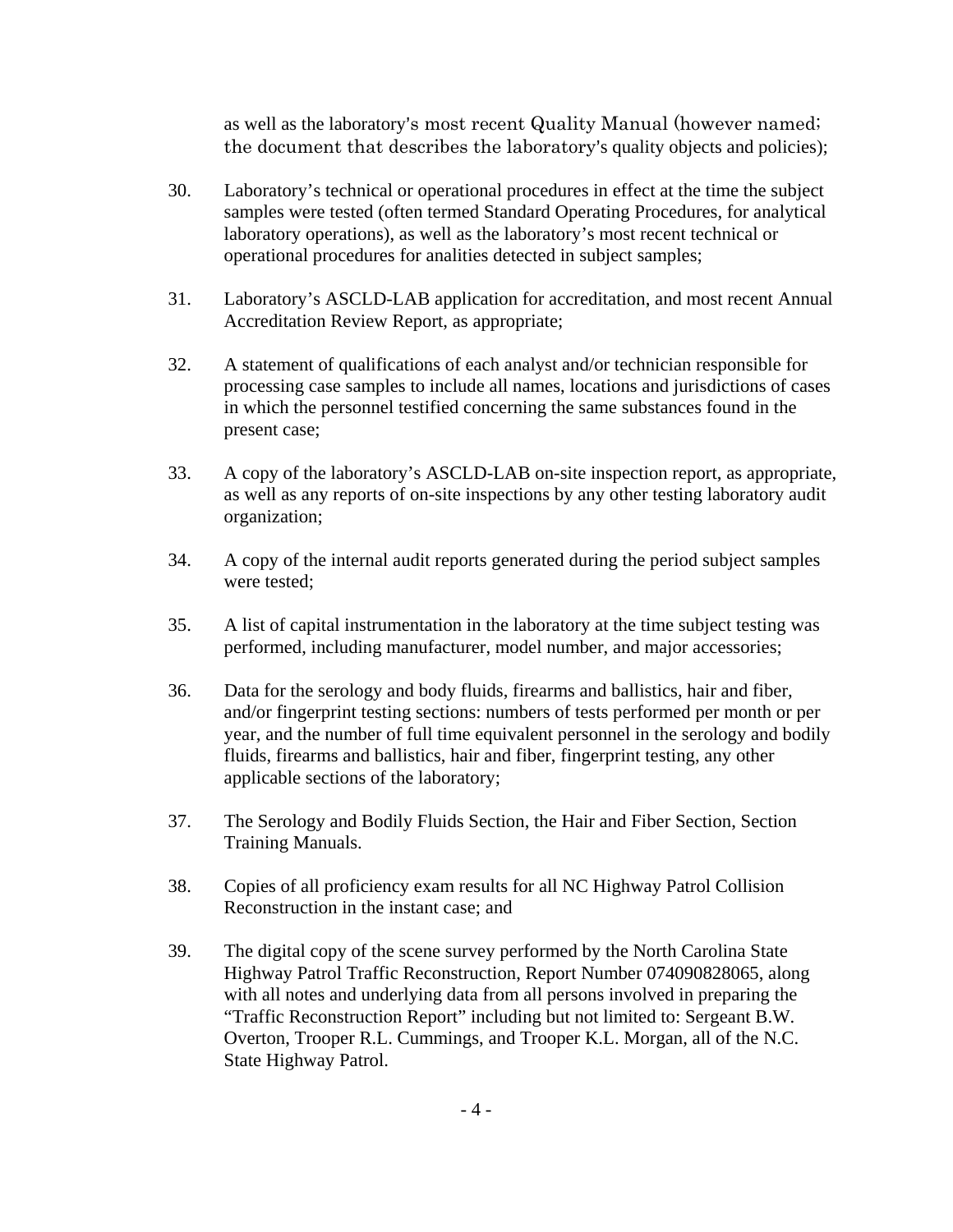as well as the laboratory's most recent Quality Manual (however named; the document that describes the laboratory's quality objects and policies);

30. Laboratory's technical or operational procedures in effect at the time the subject samples were tested (often termed Standard Operating Procedures, for analytical laboratory operations), as well as the laboratory's most recent technical or operational procedures for analities detected in subject samples;

31. Laboratory's ASCLD-LAB application for accreditation, and most recent Annual Accreditation Review Report, as appropriate;

32. A statement of qualifications of each analyst and/or technician responsible for processing case samples to include all names, locations and jurisdictions of cases in which the personnel testified concerning the same substances found in the present case;

33. A copy of the laboratory's ASCLD-LAB on-site inspection report, as appropriate, as well as any reports of on-site inspections by any other testing laboratory audit organization;

34. A copy of the internal audit reports generated during the period subject samples were tested;

35. A list of capital instrumentation in the laboratory at the time subject testing was performed, including manufacturer, model number, and major accessories;

36. Data for the serology and body fluids, firearms and ballistics, hair and fiber, and/or fingerprint testing sections: numbers of tests performed per month or per year, and the number of full time equivalent personnel in the serology and bodily fluids, firearms and ballistics, hair and fiber, fingerprint testing, any other applicable sections of the laboratory;

37. The Serology and Bodily Fluids Section, the Hair and Fiber Section, Section Training Manuals.

38. Copies of all proficiency exam results for all NC Highway Patrol Collision Reconstruction in the instant case; and

39. The digital copy of the scene survey performed by the North Carolina State Highway Patrol Traffic Reconstruction, Report Number 074090828065, along with all notes and underlying data from all persons involved in preparing the "Traffic Reconstruction Report" including but not limited to: Sergeant B.W. Overton, Trooper R.L. Cummings, and Trooper K.L. Morgan, all of the N.C. State Highway Patrol.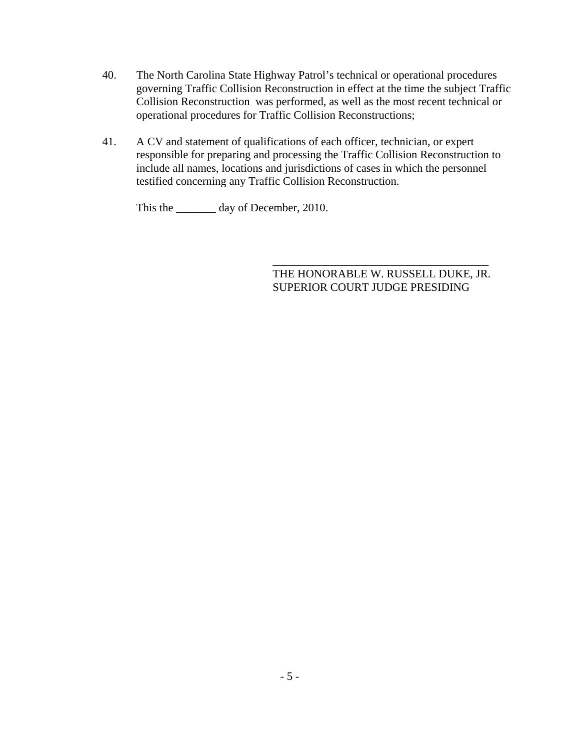40. The North Carolina State Highway Patrol's technical or operational procedures governing Traffic Collision Reconstruction in effect at the time the subject Traffic Collision Reconstruction was performed, as well as the most recent technical or operational procedures for Traffic Collision Reconstructions;

41. A CV and statement of qualifications of each officer, technician, or expert responsible for preparing and processing the Traffic Collision Reconstruction to include all names, locations and jurisdictions of cases in which the personnel testified concerning any Traffic Collision Reconstruction.

This the _______ day of December, 2010.

_____________________________________
THE HONORABLE W. RUSSELL DUKE, JR.
SUPERIOR COURT JUDGE PRESIDING